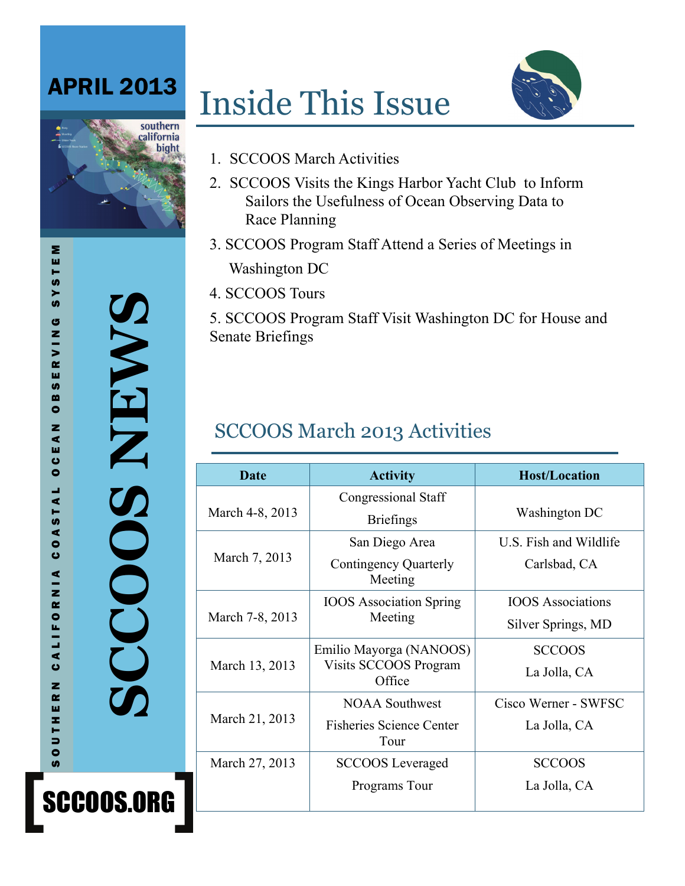APRIL 2013

SOUTHERN CALIFORNIA COASTAL OCEAN OBSERVING SYSTEM

# SCCOOS NEWS

SCCOOS.ORG

# Inside This Issue

1. SCCOOS March Activities
2. SCCOOS Visits the Kings Harbor Yacht Club to Inform Sailors the Usefulness of Ocean Observing Data to Race Planning
3. SCCOOS Program Staff Attend a Series of Meetings in Washington DC
4. SCCOOS Tours
5. SCCOOS Program Staff Visit Washington DC for House and Senate Briefings

## SCCOOS March 2013 Activities

| Date | Activity | Host/Location |
|---|---|---|
| March 4-8, 2013 | Congressional Staff Briefings | Washington DC |
| March 7, 2013 | San Diego Area Contingency Quarterly Meeting | U.S. Fish and Wildlife Carlsbad, CA |
| March 7-8, 2013 | IOOS Association Spring Meeting | IOOS Associations Silver Springs, MD |
| March 13, 2013 | Emilio Mayorga (NANOOS) Visits SCCOOS Program Office | SCCOOS La Jolla, CA |
| March 21, 2013 | NOAA Southwest Fisheries Science Center Tour | Cisco Werner - SWFSC La Jolla, CA |
| March 27, 2013 | SCCOOS Leveraged Programs Tour | SCCOOS La Jolla, CA |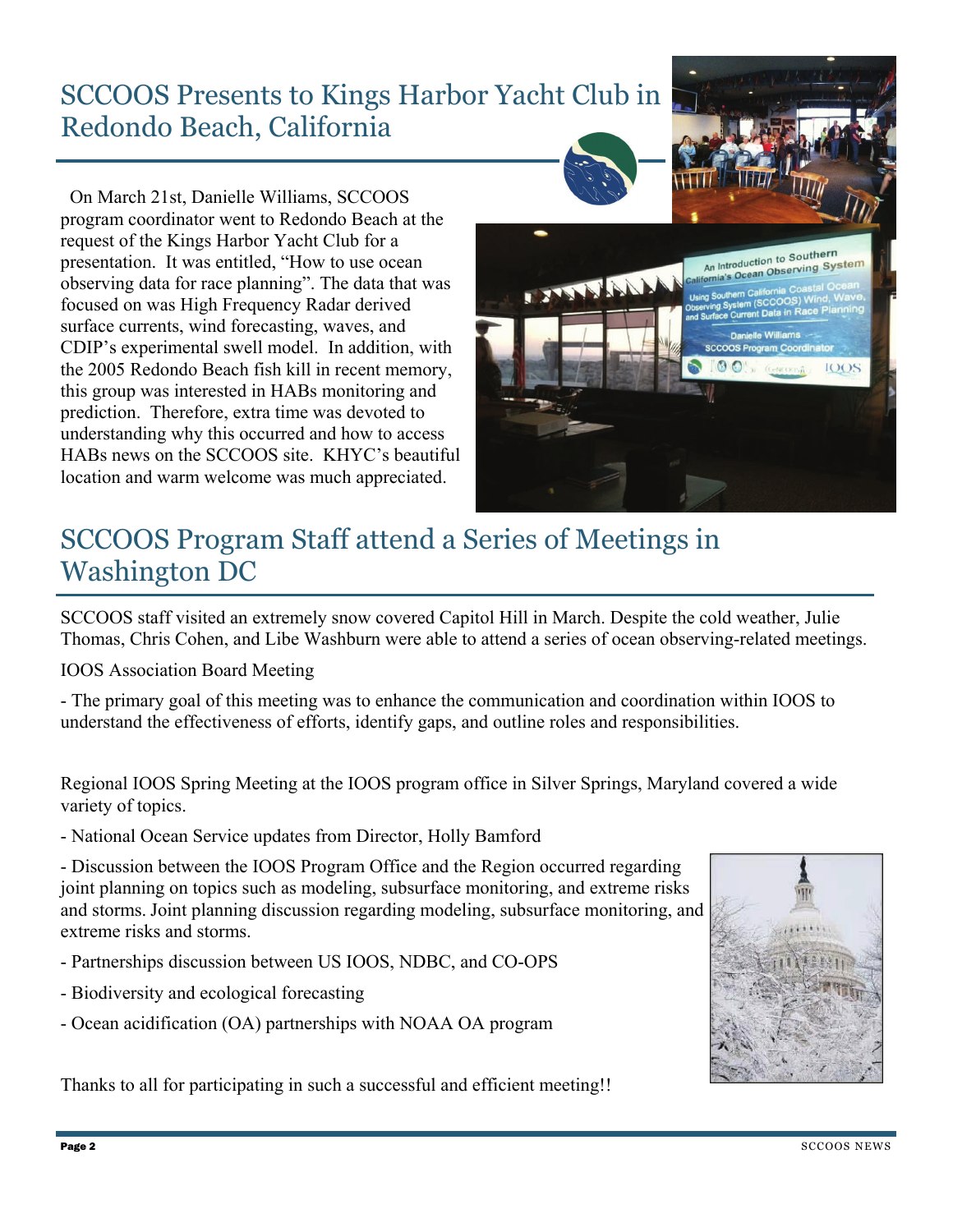## SCCOOS Presents to Kings Harbor Yacht Club in Redondo Beach, California

On March 21st, Danielle Williams, SCCOOS program coordinator went to Redondo Beach at the request of the Kings Harbor Yacht Club for a presentation. It was entitled, "How to use ocean observing data for race planning". The data that was focused on was High Frequency Radar derived surface currents, wind forecasting, waves, and CDIP's experimental swell model. In addition, with the 2005 Redondo Beach fish kill in recent memory, this group was interested in HABs monitoring and prediction. Therefore, extra time was devoted to understanding why this occurred and how to access HABs news on the SCCOOS site. KHYC's beautiful location and warm welcome was much appreciated.

## SCCOOS Program Staff attend a Series of Meetings in Washington DC

SCCOOS staff visited an extremely snow covered Capitol Hill in March. Despite the cold weather, Julie Thomas, Chris Cohen, and Libe Washburn were able to attend a series of ocean observing-related meetings.

IOOS Association Board Meeting

- The primary goal of this meeting was to enhance the communication and coordination within IOOS to understand the effectiveness of efforts, identify gaps, and outline roles and responsibilities.

Regional IOOS Spring Meeting at the IOOS program office in Silver Springs, Maryland covered a wide variety of topics.

- National Ocean Service updates from Director, Holly Bamford
- Discussion between the IOOS Program Office and the Region occurred regarding joint planning on topics such as modeling, subsurface monitoring, and extreme risks and storms. Joint planning discussion regarding modeling, subsurface monitoring, and extreme risks and storms.
- Partnerships discussion between US IOOS, NDBC, and CO-OPS
- Biodiversity and ecological forecasting
- Ocean acidification (OA) partnerships with NOAA OA program

Thanks to all for participating in such a successful and efficient meeting!!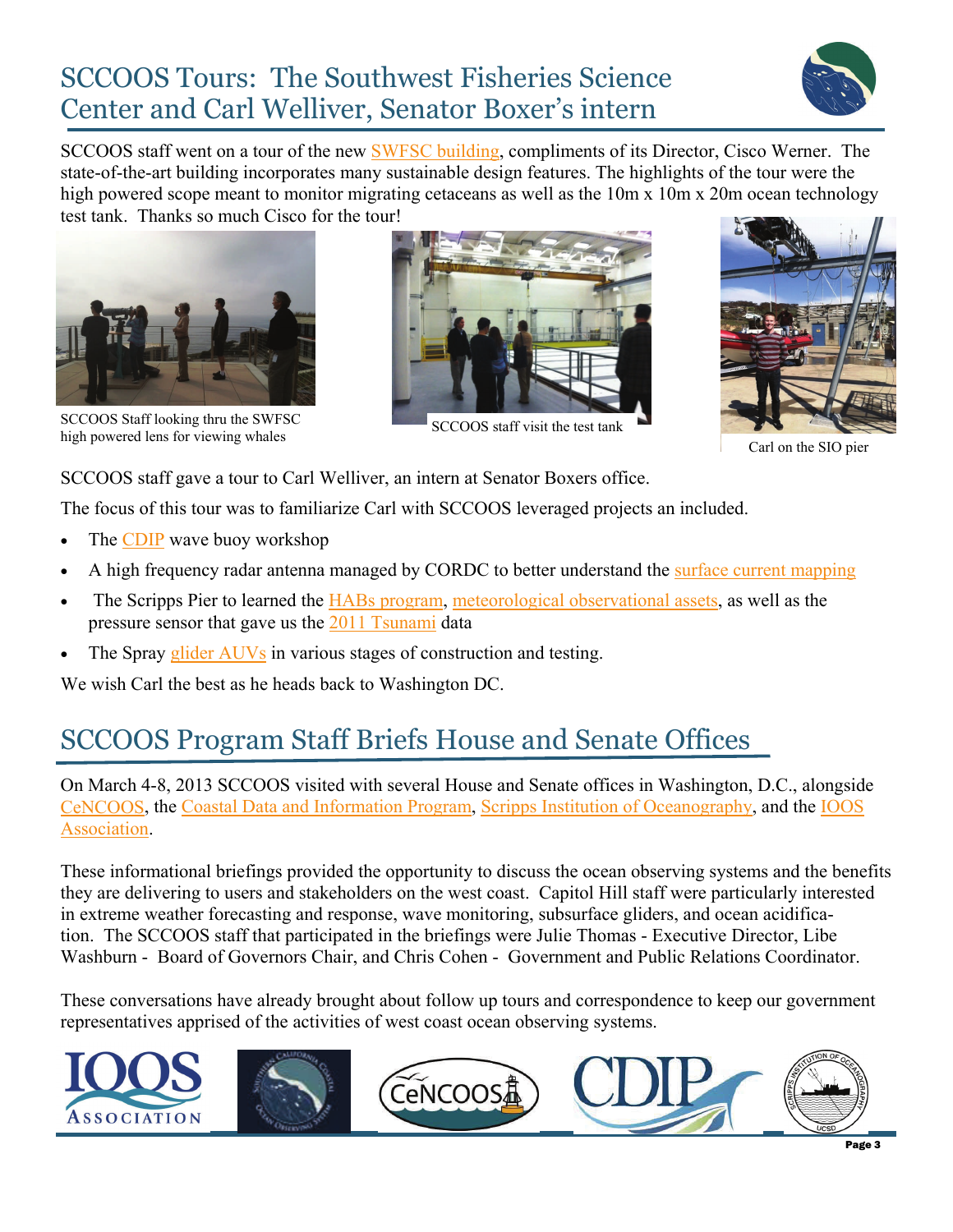# SCCOOS Tours: The Southwest Fisheries Science Center and Carl Welliver, Senator Boxer's intern

SCCOOS staff went on a tour of the new SWFSC building, compliments of its Director, Cisco Werner. The state-of-the-art building incorporates many sustainable design features. The highlights of the tour were the high powered scope meant to monitor migrating cetaceans as well as the 10m x 10m x 20m ocean technology test tank. Thanks so much Cisco for the tour!

SCCOOS Staff looking thru the SWFSC high powered lens for viewing whales

SCCOOS staff visit the test tank

Carl on the SIO pier

SCCOOS staff gave a tour to Carl Welliver, an intern at Senator Boxers office.

The focus of this tour was to familiarize Carl with SCCOOS leveraged projects an included.

- The CDIP wave buoy workshop
- A high frequency radar antenna managed by CORDC to better understand the surface current mapping
- The Scripps Pier to learned the HABs program, meteorological observational assets, as well as the pressure sensor that gave us the 2011 Tsunami data
- The Spray glider AUVs in various stages of construction and testing.

We wish Carl the best as he heads back to Washington DC.

# SCCOOS Program Staff Briefs House and Senate Offices

On March 4-8, 2013 SCCOOS visited with several House and Senate offices in Washington, D.C., alongside CeNCOOS, the Coastal Data and Information Program, Scripps Institution of Oceanography, and the IOOS Association.

These informational briefings provided the opportunity to discuss the ocean observing systems and the benefits they are delivering to users and stakeholders on the west coast. Capitol Hill staff were particularly interested in extreme weather forecasting and response, wave monitoring, subsurface gliders, and ocean acidification. The SCCOOS staff that participated in the briefings were Julie Thomas - Executive Director, Libe Washburn - Board of Governors Chair, and Chris Cohen - Government and Public Relations Coordinator.

These conversations have already brought about follow up tours and correspondence to keep our government representatives apprised of the activities of west coast ocean observing systems.